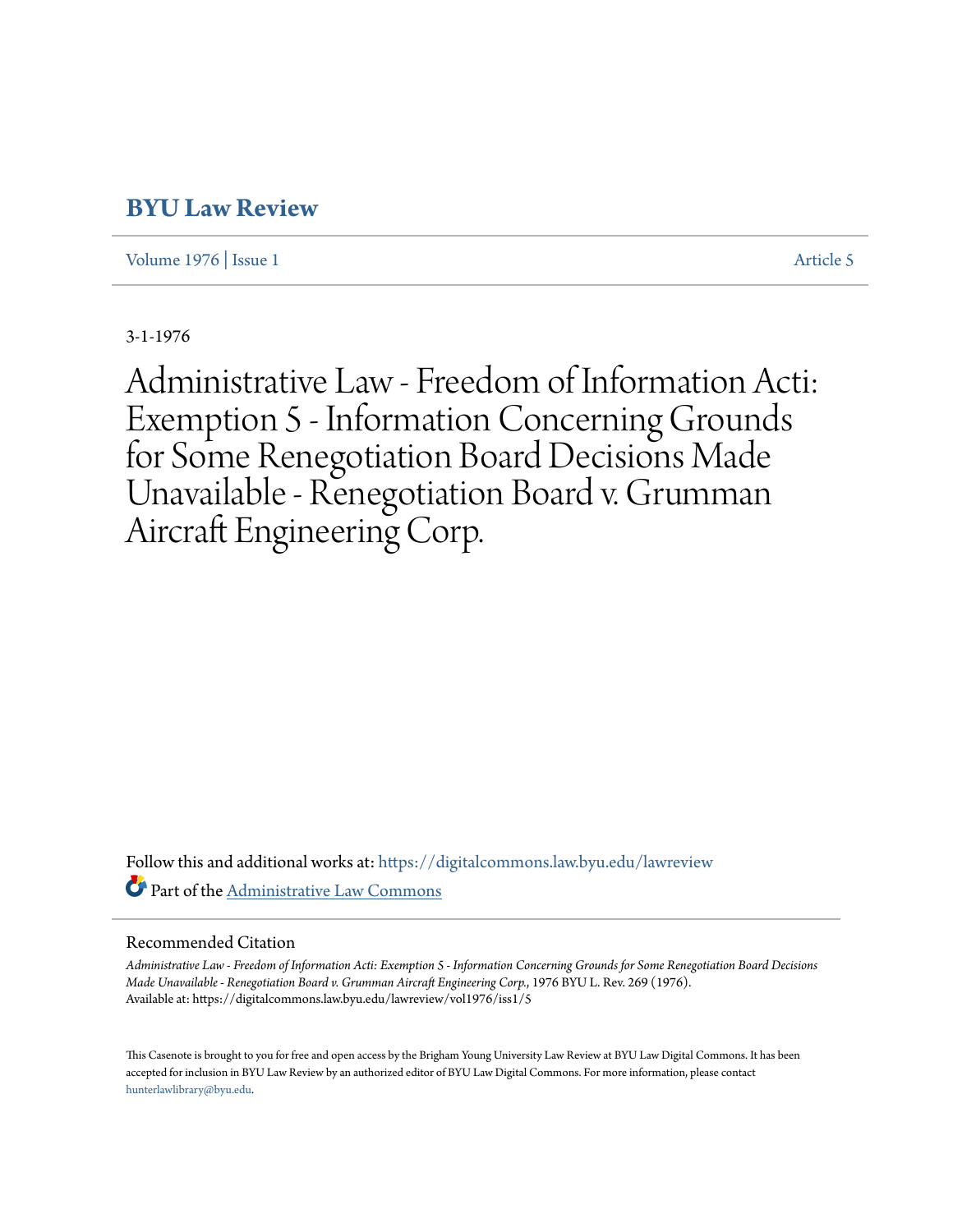# BYU Law Review

Volume 1976 | Issue 1 Article 5

3-1-1976

# Administrative Law - Freedom of Information Acti: Exemption 5 - Information Concerning Grounds for Some Renegotiation Board Decisions Made Unavailable - Renegotiation Board v. Grumman Aircraft Engineering Corp.

Follow this and additional works at: https://digitalcommons.law.byu.edu/lawreview

Part of the Administrative Law Commons

## Recommended Citation

*Administrative Law - Freedom of Information Acti: Exemption 5 - Information Concerning Grounds for Some Renegotiation Board Decisions Made Unavailable - Renegotiation Board v. Grumman Aircraft Engineering Corp.*, 1976 BYU L. Rev. 269 (1976).
Available at: https://digitalcommons.law.byu.edu/lawreview/vol1976/iss1/5

This Casenote is brought to you for free and open access by the Brigham Young University Law Review at BYU Law Digital Commons. It has been accepted for inclusion in BYU Law Review by an authorized editor of BYU Law Digital Commons. For more information, please contact hunterlawlibrary@byu.edu.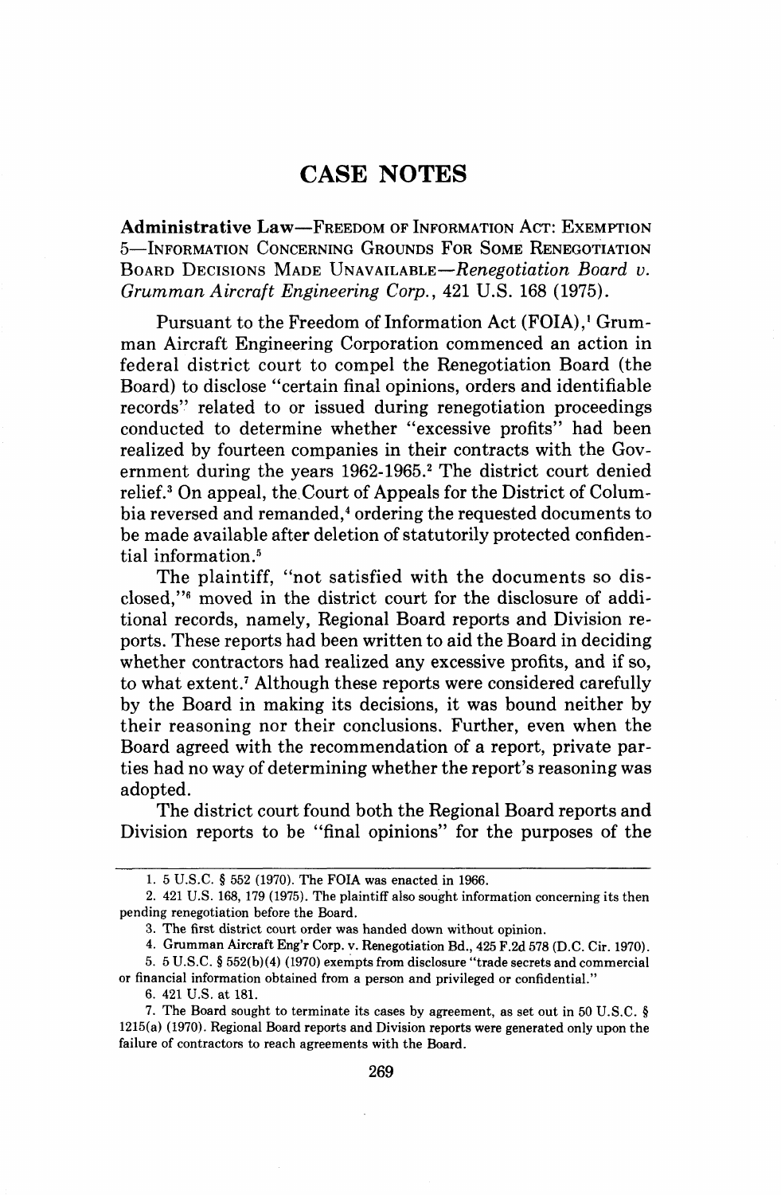# CASE NOTES

**Administrative Law**—FREEDOM OF INFORMATION ACT: EXEMPTION 5—INFORMATION CONCERNING GROUNDS FOR SOME RENEGOTIATION BOARD DECISIONS MADE UNAVAILABLE—*Renegotiation Board v. Grumman Aircraft Engineering Corp.*, 421 U.S. 168 (1975).

Pursuant to the Freedom of Information Act (FOIA),[1] Grumman Aircraft Engineering Corporation commenced an action in federal district court to compel the Renegotiation Board (the Board) to disclose "certain final opinions, orders and identifiable records" related to or issued during renegotiation proceedings conducted to determine whether "excessive profits" had been realized by fourteen companies in their contracts with the Government during the years 1962-1965.[2] The district court denied relief.[3] On appeal, the Court of Appeals for the District of Columbia reversed and remanded,[4] ordering the requested documents to be made available after deletion of statutorily protected confidential information.[5]

The plaintiff, "not satisfied with the documents so disclosed,"[6] moved in the district court for the disclosure of additional records, namely, Regional Board reports and Division reports. These reports had been written to aid the Board in deciding whether contractors had realized any excessive profits, and if so, to what extent.[7] Although these reports were considered carefully by the Board in making its decisions, it was bound neither by their reasoning nor their conclusions. Further, even when the Board agreed with the recommendation of a report, private parties had no way of determining whether the report's reasoning was adopted.

The district court found both the Regional Board reports and Division reports to be "final opinions" for the purposes of the

---

1. 5 U.S.C. § 552 (1970). The FOIA was enacted in 1966.

2. 421 U.S. 168, 179 (1975). The plaintiff also sought information concerning its then pending renegotiation before the Board.

3. The first district court order was handed down without opinion.

4. Grumman Aircraft Eng'r Corp. v. Renegotiation Bd., 425 F.2d 578 (D.C. Cir. 1970).

5. 5 U.S.C. § 552(b)(4) (1970) exempts from disclosure "trade secrets and commercial or financial information obtained from a person and privileged or confidential."

6. 421 U.S. at 181.

7. The Board sought to terminate its cases by agreement, as set out in 50 U.S.C. § 1215(a) (1970). Regional Board reports and Division reports were generated only upon the failure of contractors to reach agreements with the Board.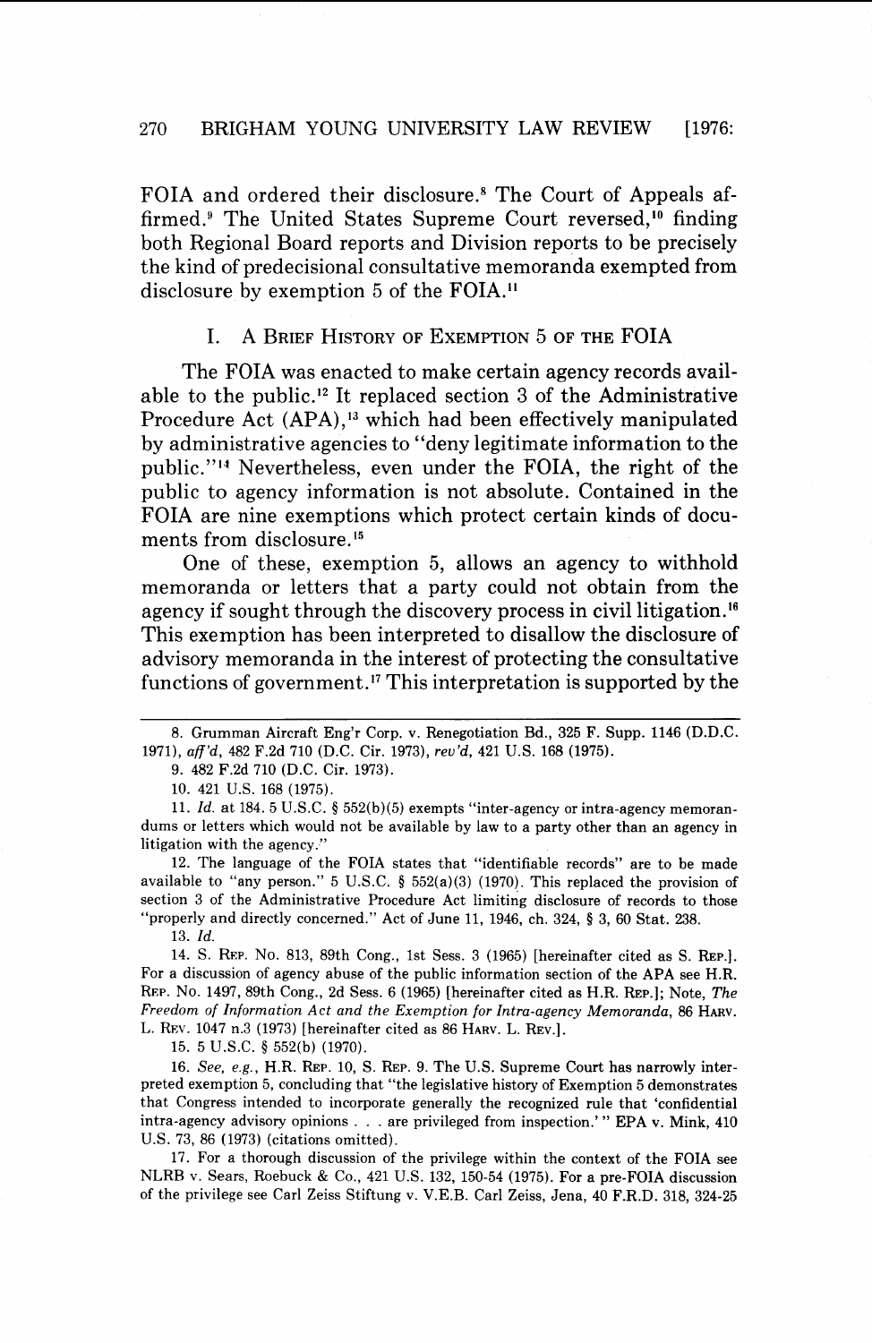FOIA and ordered their disclosure.[8] The Court of Appeals affirmed.[9] The United States Supreme Court reversed,[10] finding both Regional Board reports and Division reports to be precisely the kind of predecisional consultative memoranda exempted from disclosure by exemption 5 of the FOIA.[11]

## I. A Brief History of Exemption 5 of the FOIA

The FOIA was enacted to make certain agency records available to the public.[12] It replaced section 3 of the Administrative Procedure Act (APA),[13] which had been effectively manipulated by administrative agencies to "deny legitimate information to the public."[14] Nevertheless, even under the FOIA, the right of the public to agency information is not absolute. Contained in the FOIA are nine exemptions which protect certain kinds of documents from disclosure.[15]

One of these, exemption 5, allows an agency to withhold memoranda or letters that a party could not obtain from the agency if sought through the discovery process in civil litigation.[16] This exemption has been interpreted to disallow the disclosure of advisory memoranda in the interest of protecting the consultative functions of government.[17] This interpretation is supported by the

---

8. Grumman Aircraft Eng'r Corp. v. Renegotiation Bd., 325 F. Supp. 1146 (D.D.C. 1971), *aff'd*, 482 F.2d 710 (D.C. Cir. 1973), *rev'd*, 421 U.S. 168 (1975).

9. 482 F.2d 710 (D.C. Cir. 1973).

10. 421 U.S. 168 (1975).

11. *Id.* at 184. 5 U.S.C. § 552(b)(5) exempts "inter-agency or intra-agency memorandums or letters which would not be available by law to a party other than an agency in litigation with the agency."

12. The language of the FOIA states that "identifiable records" are to be made available to "any person." 5 U.S.C. § 552(a)(3) (1970). This replaced the provision of section 3 of the Administrative Procedure Act limiting disclosure of records to those "properly and directly concerned." Act of June 11, 1946, ch. 324, § 3, 60 Stat. 238.

13. *Id.*

14. S. Rep. No. 813, 89th Cong., 1st Sess. 3 (1965) [hereinafter cited as S. Rep.]. For a discussion of agency abuse of the public information section of the APA see H.R. Rep. No. 1497, 89th Cong., 2d Sess. 6 (1965) [hereinafter cited as H.R. Rep.]; Note, *The Freedom of Information Act and the Exemption for Intra-agency Memoranda*, 86 Harv. L. Rev. 1047 n.3 (1973) [hereinafter cited as 86 Harv. L. Rev.].

15. 5 U.S.C. § 552(b) (1970).

16. *See, e.g.*, H.R. Rep. 10, S. Rep. 9. The U.S. Supreme Court has narrowly interpreted exemption 5, concluding that "the legislative history of Exemption 5 demonstrates that Congress intended to incorporate generally the recognized rule that 'confidential intra-agency advisory opinions . . . are privileged from inspection.'" EPA v. Mink, 410 U.S. 73, 86 (1973) (citations omitted).

17. For a thorough discussion of the privilege within the context of the FOIA see NLRB v. Sears, Roebuck & Co., 421 U.S. 132, 150-54 (1975). For a pre-FOIA discussion of the privilege see Carl Zeiss Stiftung v. V.E.B. Carl Zeiss, Jena, 40 F.R.D. 318, 324-25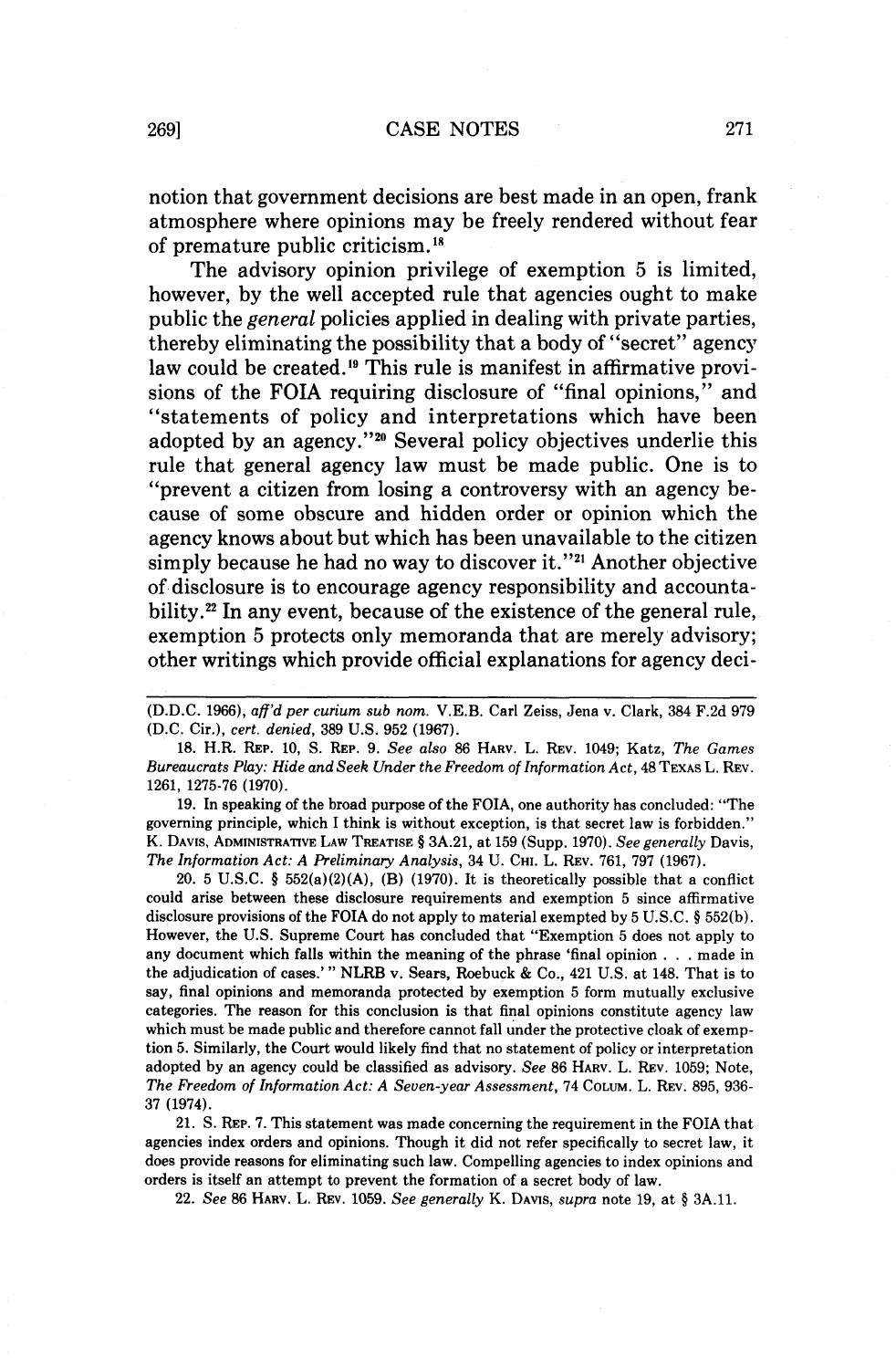notion that government decisions are best made in an open, frank atmosphere where opinions may be freely rendered without fear of premature public criticism.[18]

The advisory opinion privilege of exemption 5 is limited, however, by the well accepted rule that agencies ought to make public the *general* policies applied in dealing with private parties, thereby eliminating the possibility that a body of "secret" agency law could be created.[19] This rule is manifest in affirmative provisions of the FOIA requiring disclosure of "final opinions," and "statements of policy and interpretations which have been adopted by an agency."[20] Several policy objectives underlie this rule that general agency law must be made public. One is to "prevent a citizen from losing a controversy with an agency because of some obscure and hidden order or opinion which the agency knows about but which has been unavailable to the citizen simply because he had no way to discover it."[21] Another objective of disclosure is to encourage agency responsibility and accountability.[22] In any event, because of the existence of the general rule, exemption 5 protects only memoranda that are merely advisory; other writings which provide official explanations for agency deci-

---

(D.D.C. 1966), *aff'd per curium sub nom.* V.E.B. Carl Zeiss, Jena v. Clark, 384 F.2d 979 (D.C. Cir.), *cert. denied*, 389 U.S. 952 (1967).

18. H.R. REP. 10, S. REP. 9. *See also* 86 HARV. L. REV. 1049; Katz, *The Games Bureaucrats Play: Hide and Seek Under the Freedom of Information Act*, 48 TEXAS L. REV. 1261, 1275-76 (1970).

19. In speaking of the broad purpose of the FOIA, one authority has concluded: "The governing principle, which I think is without exception, is that secret law is forbidden." K. DAVIS, ADMINISTRATIVE LAW TREATISE § 3A.21, at 159 (Supp. 1970). *See generally* Davis, *The Information Act: A Preliminary Analysis*, 34 U. CHI. L. REV. 761, 797 (1967).

20. 5 U.S.C. § 552(a)(2)(A), (B) (1970). It is theoretically possible that a conflict could arise between these disclosure requirements and exemption 5 since affirmative disclosure provisions of the FOIA do not apply to material exempted by 5 U.S.C. § 552(b). However, the U.S. Supreme Court has concluded that "Exemption 5 does not apply to any document which falls within the meaning of the phrase 'final opinion . . . made in the adjudication of cases.'" NLRB v. Sears, Roebuck & Co., 421 U.S. at 148. That is to say, final opinions and memoranda protected by exemption 5 form mutually exclusive categories. The reason for this conclusion is that final opinions constitute agency law which must be made public and therefore cannot fall under the protective cloak of exemption 5. Similarly, the Court would likely find that no statement of policy or interpretation adopted by an agency could be classified as advisory. *See* 86 HARV. L. REV. 1059; Note, *The Freedom of Information Act: A Seven-year Assessment*, 74 COLUM. L. REV. 895, 936-37 (1974).

21. S. REP. 7. This statement was made concerning the requirement in the FOIA that agencies index orders and opinions. Though it did not refer specifically to secret law, it does provide reasons for eliminating such law. Compelling agencies to index opinions and orders is itself an attempt to prevent the formation of a secret body of law.

22. *See* 86 HARV. L. REV. 1059. *See generally* K. DAVIS, *supra* note 19, at § 3A.11.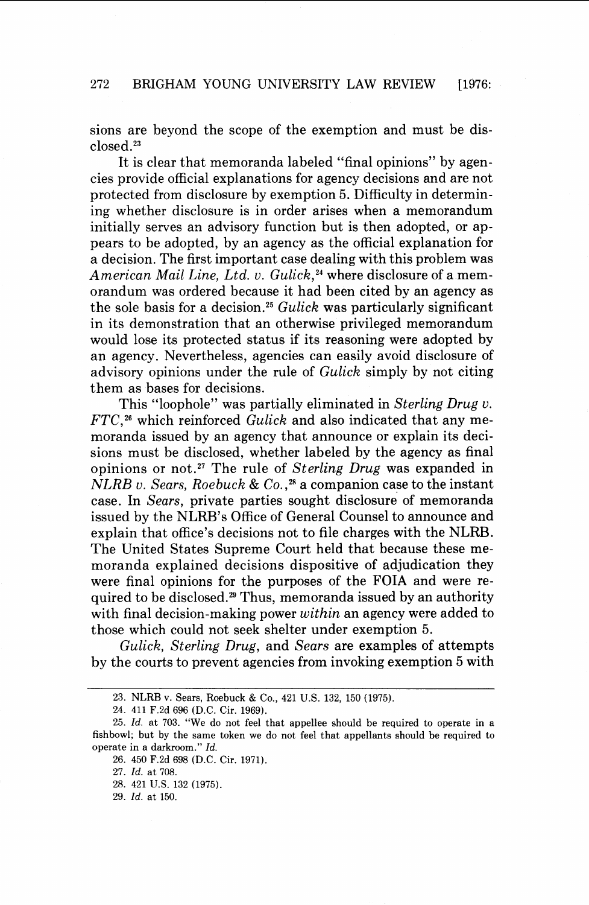sions are beyond the scope of the exemption and must be disclosed.[23]

It is clear that memoranda labeled "final opinions" by agencies provide official explanations for agency decisions and are not protected from disclosure by exemption 5. Difficulty in determining whether disclosure is in order arises when a memorandum initially serves an advisory function but is then adopted, or appears to be adopted, by an agency as the official explanation for a decision. The first important case dealing with this problem was *American Mail Line, Ltd. v. Gulick*,[24] where disclosure of a memorandum was ordered because it had been cited by an agency as the sole basis for a decision.[25] *Gulick* was particularly significant in its demonstration that an otherwise privileged memorandum would lose its protected status if its reasoning were adopted by an agency. Nevertheless, agencies can easily avoid disclosure of advisory opinions under the rule of *Gulick* simply by not citing them as bases for decisions.

This "loophole" was partially eliminated in *Sterling Drug v. FTC*,[26] which reinforced *Gulick* and also indicated that any memoranda issued by an agency that announce or explain its decisions must be disclosed, whether labeled by the agency as final opinions or not.[27] The rule of *Sterling Drug* was expanded in *NLRB v. Sears, Roebuck & Co.*,[28] a companion case to the instant case. In *Sears*, private parties sought disclosure of memoranda issued by the NLRB's Office of General Counsel to announce and explain that office's decisions not to file charges with the NLRB. The United States Supreme Court held that because these memoranda explained decisions dispositive of adjudication they were final opinions for the purposes of the FOIA and were required to be disclosed.[29] Thus, memoranda issued by an authority with final decision-making power *within* an agency were added to those which could not seek shelter under exemption 5.

*Gulick*, *Sterling Drug*, and *Sears* are examples of attempts by the courts to prevent agencies from invoking exemption 5 with

---

23. NLRB v. Sears, Roebuck & Co., 421 U.S. 132, 150 (1975).

24. 411 F.2d 696 (D.C. Cir. 1969).

25. *Id.* at 703. "We do not feel that appellee should be required to operate in a fishbowl; but by the same token we do not feel that appellants should be required to operate in a darkroom." *Id.*

26. 450 F.2d 698 (D.C. Cir. 1971).

27. *Id.* at 708.

28. 421 U.S. 132 (1975).

29. *Id.* at 150.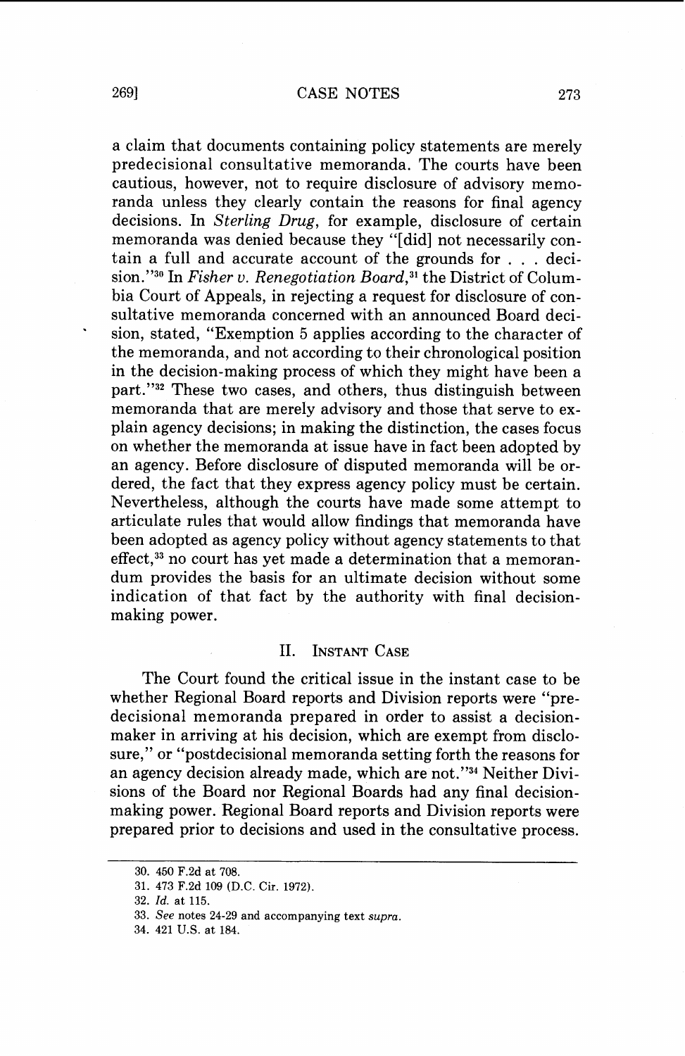a claim that documents containing policy statements are merely predecisional consultative memoranda. The courts have been cautious, however, not to require disclosure of advisory memoranda unless they clearly contain the reasons for final agency decisions. In *Sterling Drug*, for example, disclosure of certain memoranda was denied because they "[did] not necessarily contain a full and accurate account of the grounds for . . . decision."[30] In *Fisher v. Renegotiation Board*,[31] the District of Columbia Court of Appeals, in rejecting a request for disclosure of consultative memoranda concerned with an announced Board decision, stated, "Exemption 5 applies according to the character of the memoranda, and not according to their chronological position in the decision-making process of which they might have been a part."[32] These two cases, and others, thus distinguish between memoranda that are merely advisory and those that serve to explain agency decisions; in making the distinction, the cases focus on whether the memoranda at issue have in fact been adopted by an agency. Before disclosure of disputed memoranda will be ordered, the fact that they express agency policy must be certain. Nevertheless, although the courts have made some attempt to articulate rules that would allow findings that memoranda have been adopted as agency policy without agency statements to that effect,[33] no court has yet made a determination that a memorandum provides the basis for an ultimate decision without some indication of that fact by the authority with final decision-making power.

## II. Instant Case

The Court found the critical issue in the instant case to be whether Regional Board reports and Division reports were "predecisional memoranda prepared in order to assist a decision-maker in arriving at his decision, which are exempt from disclosure," or "postdecisional memoranda setting forth the reasons for an agency decision already made, which are not."[34] Neither Divisions of the Board nor Regional Boards had any final decision-making power. Regional Board reports and Division reports were prepared prior to decisions and used in the consultative process.

---

30. 450 F.2d at 708.

31. 473 F.2d 109 (D.C. Cir. 1972).

32. *Id.* at 115.

33. *See* notes 24-29 and accompanying text *supra*.

34. 421 U.S. at 184.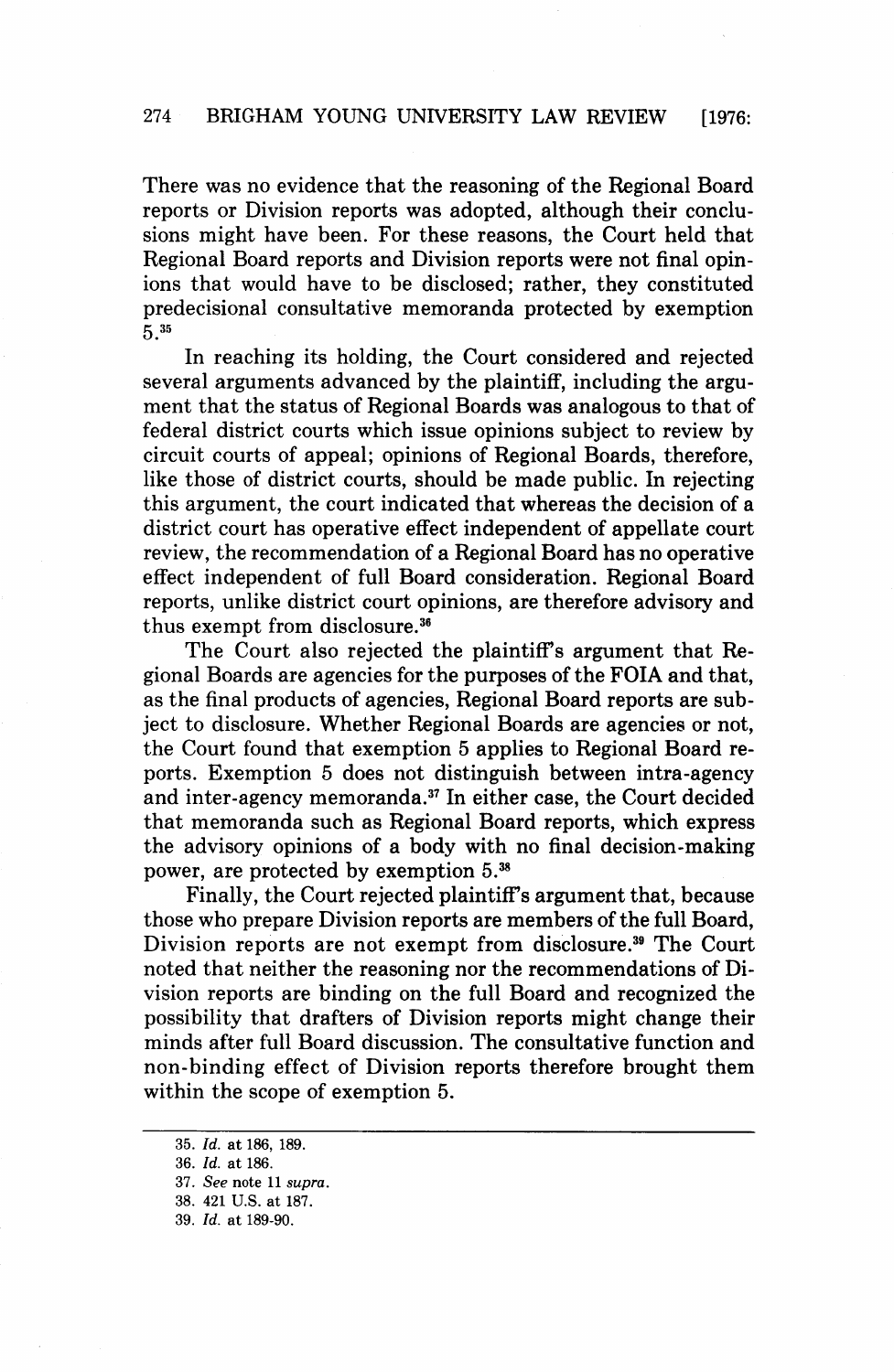There was no evidence that the reasoning of the Regional Board reports or Division reports was adopted, although their conclusions might have been. For these reasons, the Court held that Regional Board reports and Division reports were not final opinions that would have to be disclosed; rather, they constituted predecisional consultative memoranda protected by exemption 5.[35]

In reaching its holding, the Court considered and rejected several arguments advanced by the plaintiff, including the argument that the status of Regional Boards was analogous to that of federal district courts which issue opinions subject to review by circuit courts of appeal; opinions of Regional Boards, therefore, like those of district courts, should be made public. In rejecting this argument, the court indicated that whereas the decision of a district court has operative effect independent of appellate court review, the recommendation of a Regional Board has no operative effect independent of full Board consideration. Regional Board reports, unlike district court opinions, are therefore advisory and thus exempt from disclosure.[36]

The Court also rejected the plaintiff's argument that Regional Boards are agencies for the purposes of the FOIA and that, as the final products of agencies, Regional Board reports are subject to disclosure. Whether Regional Boards are agencies or not, the Court found that exemption 5 applies to Regional Board reports. Exemption 5 does not distinguish between intra-agency and inter-agency memoranda.[37] In either case, the Court decided that memoranda such as Regional Board reports, which express the advisory opinions of a body with no final decision-making power, are protected by exemption 5.[38]

Finally, the Court rejected plaintiff's argument that, because those who prepare Division reports are members of the full Board, Division reports are not exempt from disclosure.[39] The Court noted that neither the reasoning nor the recommendations of Division reports are binding on the full Board and recognized the possibility that drafters of Division reports might change their minds after full Board discussion. The consultative function and non-binding effect of Division reports therefore brought them within the scope of exemption 5.

---

35. *Id.* at 186, 189.

36. *Id.* at 186.

37. *See* note 11 *supra*.

38. 421 U.S. at 187.

39. *Id.* at 189-90.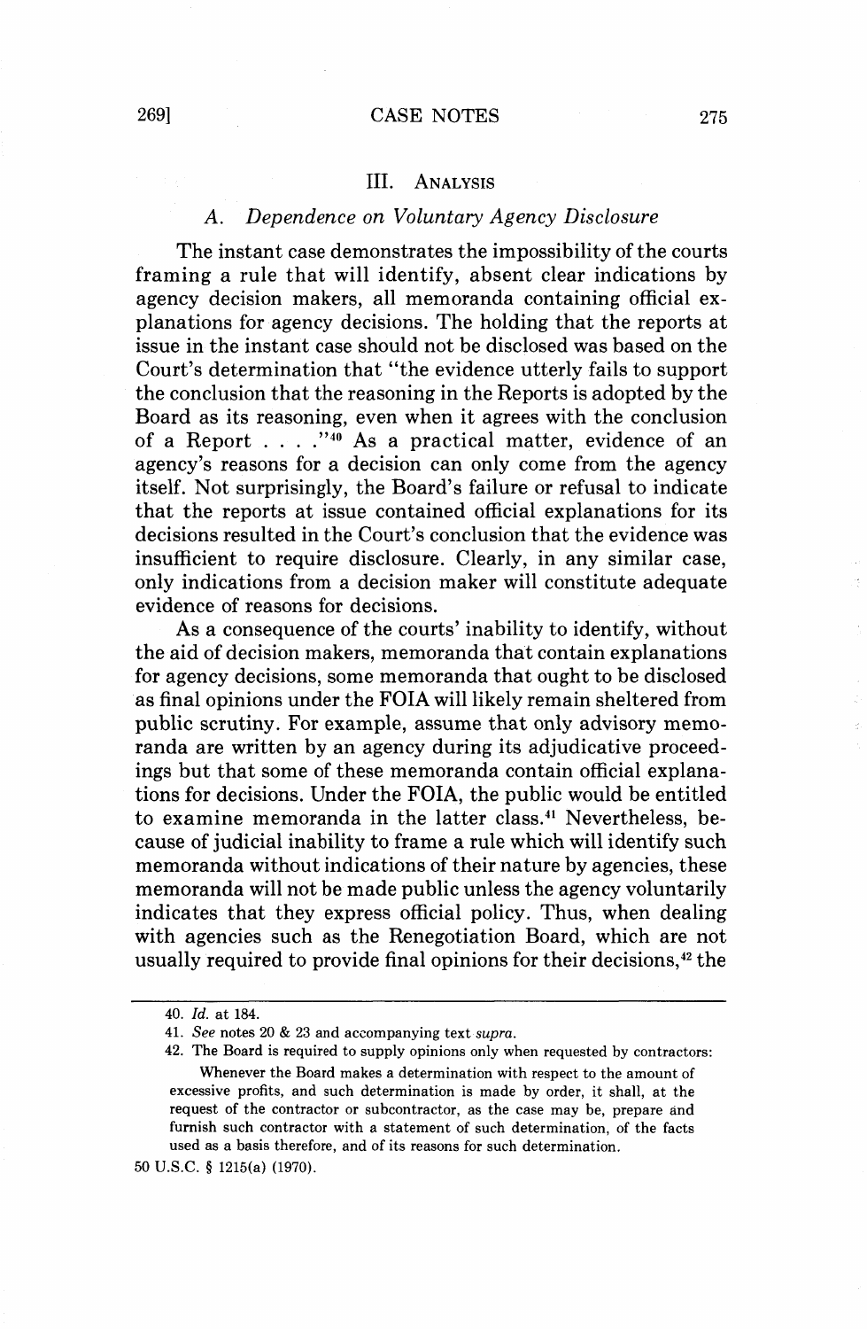## III. ANALYSIS

### *A. Dependence on Voluntary Agency Disclosure*

The instant case demonstrates the impossibility of the courts framing a rule that will identify, absent clear indications by agency decision makers, all memoranda containing official explanations for agency decisions. The holding that the reports at issue in the instant case should not be disclosed was based on the Court's determination that "the evidence utterly fails to support the conclusion that the reasoning in the Reports is adopted by the Board as its reasoning, even when it agrees with the conclusion of a Report . . . ."[40] As a practical matter, evidence of an agency's reasons for a decision can only come from the agency itself. Not surprisingly, the Board's failure or refusal to indicate that the reports at issue contained official explanations for its decisions resulted in the Court's conclusion that the evidence was insufficient to require disclosure. Clearly, in any similar case, only indications from a decision maker will constitute adequate evidence of reasons for decisions.

As a consequence of the courts' inability to identify, without the aid of decision makers, memoranda that contain explanations for agency decisions, some memoranda that ought to be disclosed as final opinions under the FOIA will likely remain sheltered from public scrutiny. For example, assume that only advisory memoranda are written by an agency during its adjudicative proceedings but that some of these memoranda contain official explanations for decisions. Under the FOIA, the public would be entitled to examine memoranda in the latter class.[41] Nevertheless, because of judicial inability to frame a rule which will identify such memoranda without indications of their nature by agencies, these memoranda will not be made public unless the agency voluntarily indicates that they express official policy. Thus, when dealing with agencies such as the Renegotiation Board, which are not usually required to provide final opinions for their decisions,[42] the

---

40. *Id.* at 184.

41. *See* notes 20 & 23 and accompanying text *supra*.

42. The Board is required to supply opinions only when requested by contractors:

> Whenever the Board makes a determination with respect to the amount of excessive profits, and such determination is made by order, it shall, at the request of the contractor or subcontractor, as the case may be, prepare and furnish such contractor with a statement of such determination, of the facts used as a basis therefore, and of its reasons for such determination.

50 U.S.C. § 1215(a) (1970).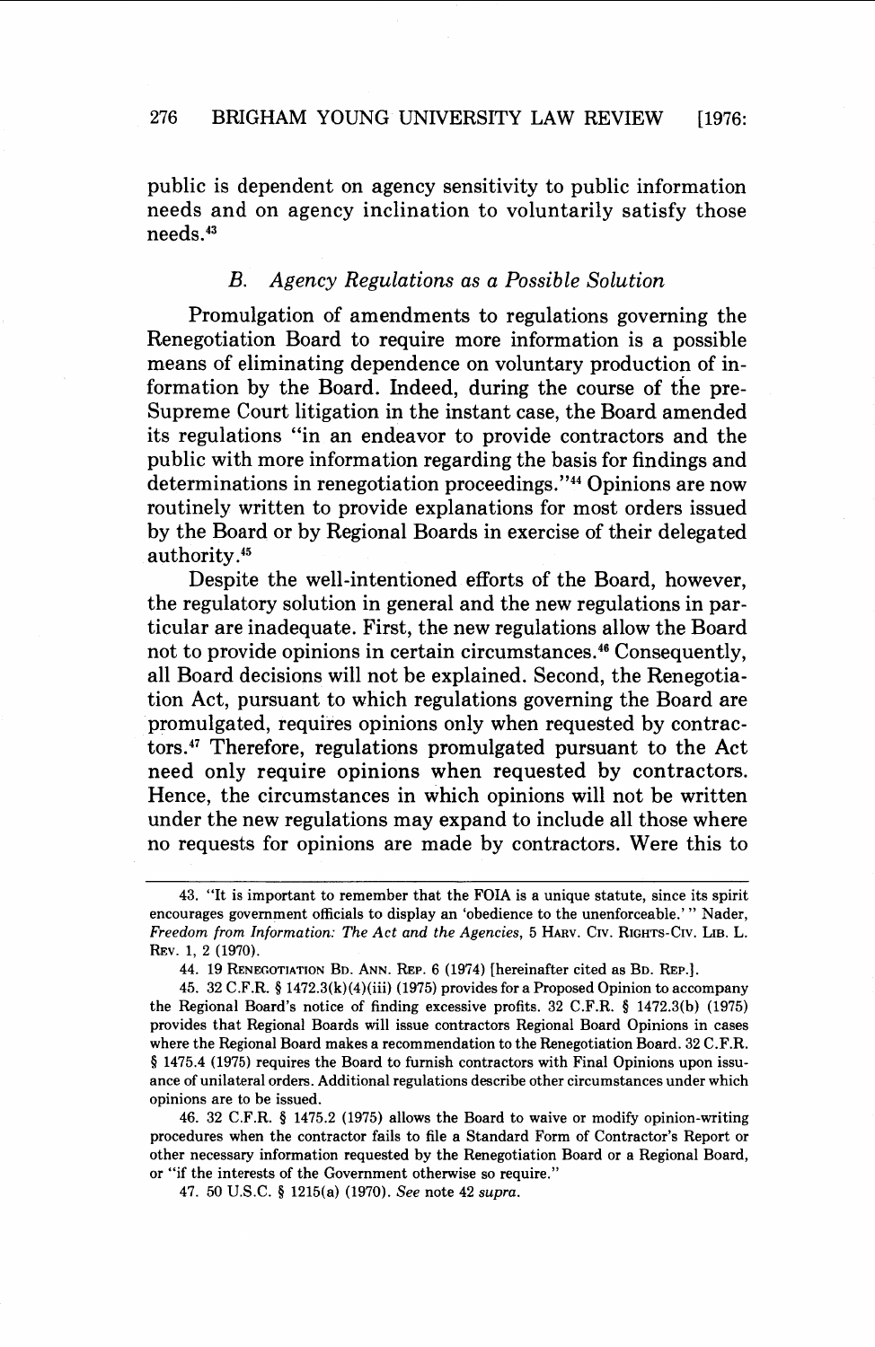public is dependent on agency sensitivity to public information needs and on agency inclination to voluntarily satisfy those needs.[43]

### *B. Agency Regulations as a Possible Solution*

Promulgation of amendments to regulations governing the Renegotiation Board to require more information is a possible means of eliminating dependence on voluntary production of information by the Board. Indeed, during the course of the pre-Supreme Court litigation in the instant case, the Board amended its regulations "in an endeavor to provide contractors and the public with more information regarding the basis for findings and determinations in renegotiation proceedings."[44] Opinions are now routinely written to provide explanations for most orders issued by the Board or by Regional Boards in exercise of their delegated authority.[45]

Despite the well-intentioned efforts of the Board, however, the regulatory solution in general and the new regulations in particular are inadequate. First, the new regulations allow the Board not to provide opinions in certain circumstances.[46] Consequently, all Board decisions will not be explained. Second, the Renegotiation Act, pursuant to which regulations governing the Board are promulgated, requires opinions only when requested by contractors.[47] Therefore, regulations promulgated pursuant to the Act need only require opinions when requested by contractors. Hence, the circumstances in which opinions will not be written under the new regulations may expand to include all those where no requests for opinions are made by contractors. Were this to

---

43. "It is important to remember that the FOIA is a unique statute, since its spirit encourages government officials to display an 'obedience to the unenforceable.' " Nader, *Freedom from Information: The Act and the Agencies*, 5 HARV. CIV. RIGHTS-CIV. LIB. L. REV. 1, 2 (1970).

44. 19 RENEGOTIATION BD. ANN. REP. 6 (1974) [hereinafter cited as BD. REP.].

45. 32 C.F.R. § 1472.3(k)(4)(iii) (1975) provides for a Proposed Opinion to accompany the Regional Board's notice of finding excessive profits. 32 C.F.R. § 1472.3(b) (1975) provides that Regional Boards will issue contractors Regional Board Opinions in cases where the Regional Board makes a recommendation to the Renegotiation Board. 32 C.F.R. § 1475.4 (1975) requires the Board to furnish contractors with Final Opinions upon issuance of unilateral orders. Additional regulations describe other circumstances under which opinions are to be issued.

46. 32 C.F.R. § 1475.2 (1975) allows the Board to waive or modify opinion-writing procedures when the contractor fails to file a Standard Form of Contractor's Report or other necessary information requested by the Renegotiation Board or a Regional Board, or "if the interests of the Government otherwise so require."

47. 50 U.S.C. § 1215(a) (1970). *See* note 42 *supra*.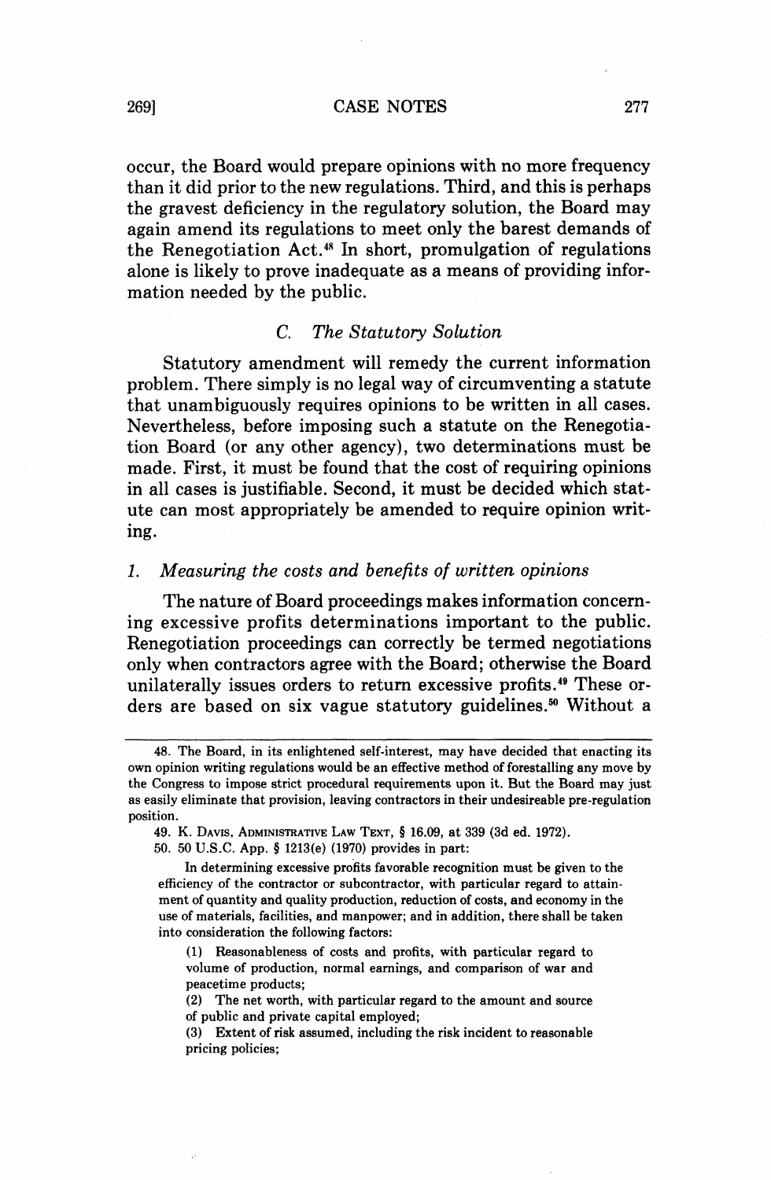occur, the Board would prepare opinions with no more frequency than it did prior to the new regulations. Third, and this is perhaps the gravest deficiency in the regulatory solution, the Board may again amend its regulations to meet only the barest demands of the Renegotiation Act.[48] In short, promulgation of regulations alone is likely to prove inadequate as a means of providing information needed by the public.

### C. *The Statutory Solution*

Statutory amendment will remedy the current information problem. There simply is no legal way of circumventing a statute that unambiguously requires opinions to be written in all cases. Nevertheless, before imposing such a statute on the Renegotiation Board (or any other agency), two determinations must be made. First, it must be found that the cost of requiring opinions in all cases is justifiable. Second, it must be decided which statute can most appropriately be amended to require opinion writing.

#### 1. *Measuring the costs and benefits of written opinions*

The nature of Board proceedings makes information concerning excessive profits determinations important to the public. Renegotiation proceedings can correctly be termed negotiations only when contractors agree with the Board; otherwise the Board unilaterally issues orders to return excessive profits.[49] These orders are based on six vague statutory guidelines.[50] Without a

---

48. The Board, in its enlightened self-interest, may have decided that enacting its own opinion writing regulations would be an effective method of forestalling any move by the Congress to impose strict procedural requirements upon it. But the Board may just as easily eliminate that provision, leaving contractors in their undesireable pre-regulation position.

49. K. Davis, Administrative Law Text, § 16.09, at 339 (3d ed. 1972).

50. 50 U.S.C. App. § 1213(e) (1970) provides in part:

> In determining excessive profits favorable recognition must be given to the efficiency of the contractor or subcontractor, with particular regard to attainment of quantity and quality production, reduction of costs, and economy in the use of materials, facilities, and manpower; and in addition, there shall be taken into consideration the following factors:
>
> (1) Reasonableness of costs and profits, with particular regard to volume of production, normal earnings, and comparison of war and peacetime products;
>
> (2) The net worth, with particular regard to the amount and source of public and private capital employed;
>
> (3) Extent of risk assumed, including the risk incident to reasonable pricing policies;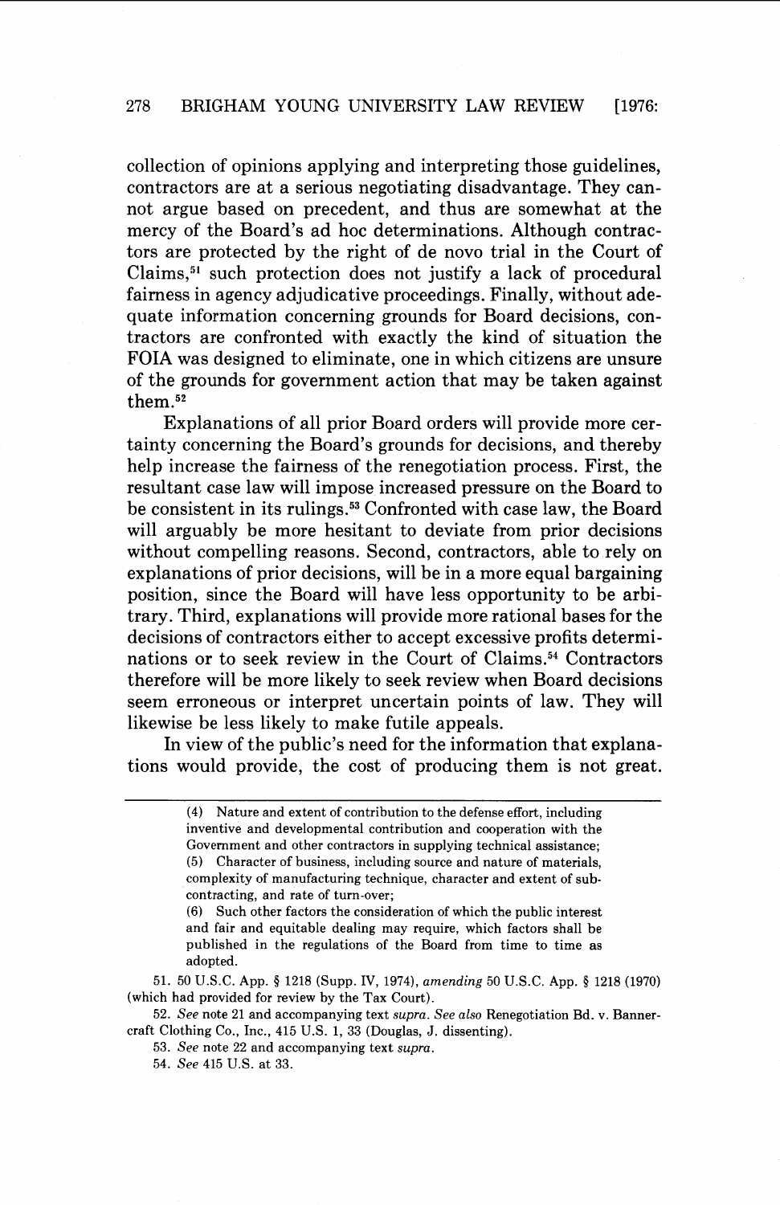collection of opinions applying and interpreting those guidelines, contractors are at a serious negotiating disadvantage. They cannot argue based on precedent, and thus are somewhat at the mercy of the Board's ad hoc determinations. Although contractors are protected by the right of de novo trial in the Court of Claims,[51] such protection does not justify a lack of procedural fairness in agency adjudicative proceedings. Finally, without adequate information concerning grounds for Board decisions, contractors are confronted with exactly the kind of situation the FOIA was designed to eliminate, one in which citizens are unsure of the grounds for government action that may be taken against them.[52]

Explanations of all prior Board orders will provide more certainty concerning the Board's grounds for decisions, and thereby help increase the fairness of the renegotiation process. First, the resultant case law will impose increased pressure on the Board to be consistent in its rulings.[53] Confronted with case law, the Board will arguably be more hesitant to deviate from prior decisions without compelling reasons. Second, contractors, able to rely on explanations of prior decisions, will be in a more equal bargaining position, since the Board will have less opportunity to be arbitrary. Third, explanations will provide more rational bases for the decisions of contractors either to accept excessive profits determinations or to seek review in the Court of Claims.[54] Contractors therefore will be more likely to seek review when Board decisions seem erroneous or interpret uncertain points of law. They will likewise be less likely to make futile appeals.

In view of the public's need for the information that explanations would provide, the cost of producing them is not great.

---

(4) Nature and extent of contribution to the defense effort, including inventive and developmental contribution and cooperation with the Government and other contractors in supplying technical assistance;

(5) Character of business, including source and nature of materials, complexity of manufacturing technique, character and extent of subcontracting, and rate of turn-over;

(6) Such other factors the consideration of which the public interest and fair and equitable dealing may require, which factors shall be published in the regulations of the Board from time to time as adopted.

51. 50 U.S.C. App. § 1218 (Supp. IV, 1974), *amending* 50 U.S.C. App. § 1218 (1970) (which had provided for review by the Tax Court).

52. *See* note 21 and accompanying text *supra*. *See also* Renegotiation Bd. v. Bannercraft Clothing Co., Inc., 415 U.S. 1, 33 (Douglas, J. dissenting).

53. *See* note 22 and accompanying text *supra*.

54. *See* 415 U.S. at 33.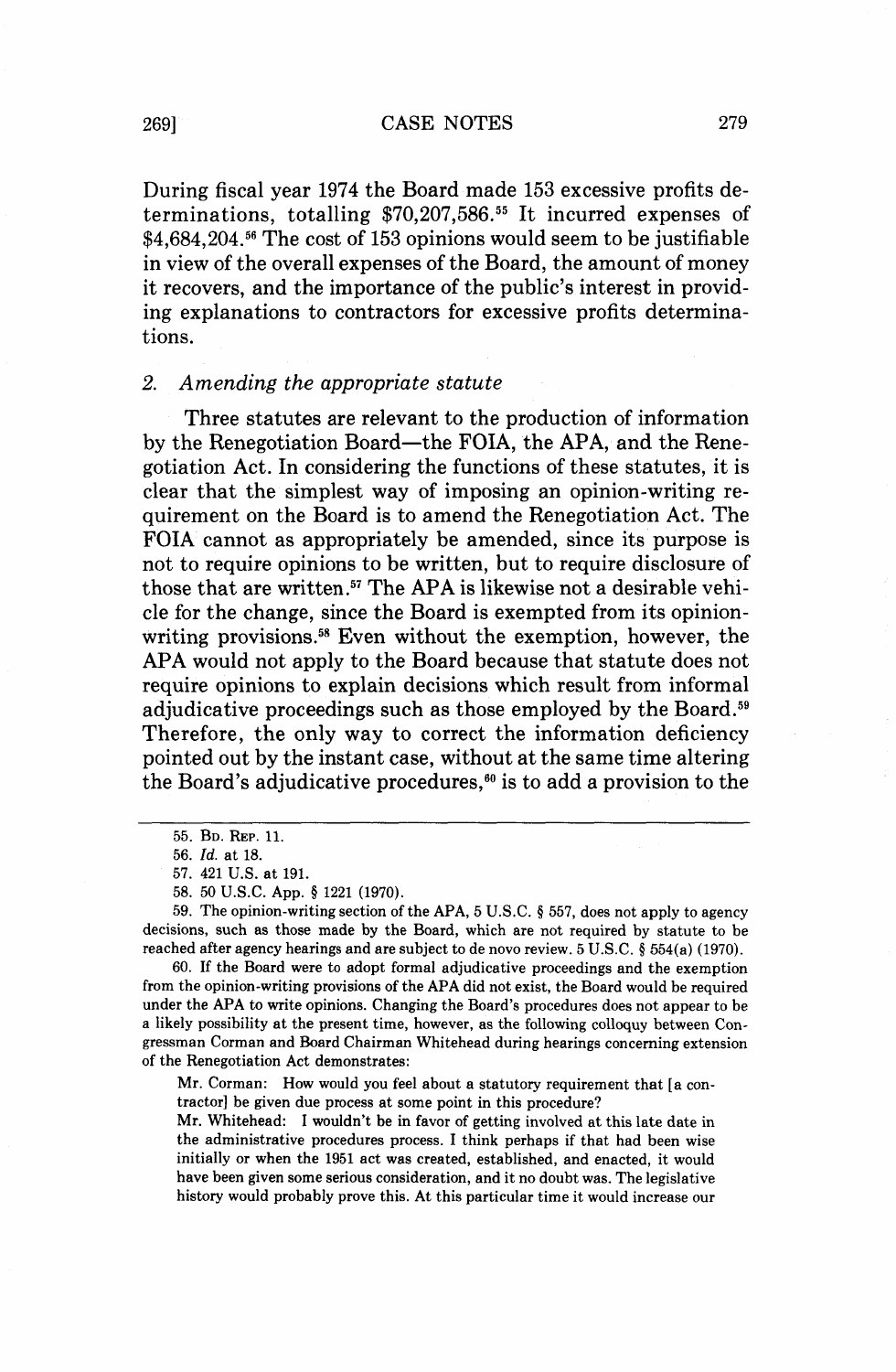During fiscal year 1974 the Board made 153 excessive profits determinations, totalling $70,207,586.[55] It incurred expenses of $4,684,204.[56] The cost of 153 opinions would seem to be justifiable in view of the overall expenses of the Board, the amount of money it recovers, and the importance of the public's interest in providing explanations to contractors for excessive profits determinations.

### 2. *Amending the appropriate statute*

Three statutes are relevant to the production of information by the Renegotiation Board—the FOIA, the APA, and the Renegotiation Act. In considering the functions of these statutes, it is clear that the simplest way of imposing an opinion-writing requirement on the Board is to amend the Renegotiation Act. The FOIA cannot as appropriately be amended, since its purpose is not to require opinions to be written, but to require disclosure of those that are written.[57] The APA is likewise not a desirable vehicle for the change, since the Board is exempted from its opinion-writing provisions.[58] Even without the exemption, however, the APA would not apply to the Board because that statute does not require opinions to explain decisions which result from informal adjudicative proceedings such as those employed by the Board.[59] Therefore, the only way to correct the information deficiency pointed out by the instant case, without at the same time altering the Board's adjudicative procedures,[60] is to add a provision to the

---

55. Bd. Rep. 11.

56. *Id.* at 18.

57. 421 U.S. at 191.

58. 50 U.S.C. App. § 1221 (1970).

59. The opinion-writing section of the APA, 5 U.S.C. § 557, does not apply to agency decisions, such as those made by the Board, which are not required by statute to be reached after agency hearings and are subject to de novo review. 5 U.S.C. § 554(a) (1970).

60. If the Board were to adopt formal adjudicative proceedings and the exemption from the opinion-writing provisions of the APA did not exist, the Board would be required under the APA to write opinions. Changing the Board's procedures does not appear to be a likely possibility at the present time, however, as the following colloquy between Congressman Corman and Board Chairman Whitehead during hearings concerning extension of the Renegotiation Act demonstrates:

> Mr. Corman: How would you feel about a statutory requirement that [a contractor] be given due process at some point in this procedure?
>
> Mr. Whitehead: I wouldn't be in favor of getting involved at this late date in the administrative procedures process. I think perhaps if that had been wise initially or when the 1951 act was created, established, and enacted, it would have been given some serious consideration, and it no doubt was. The legislative history would probably prove this. At this particular time it would increase our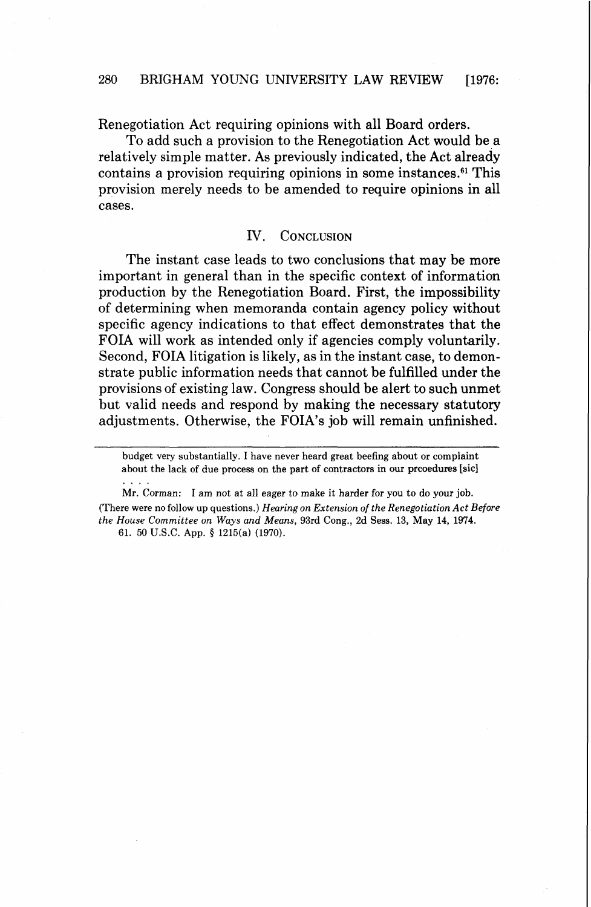Renegotiation Act requiring opinions with all Board orders.

To add such a provision to the Renegotiation Act would be a relatively simple matter. As previously indicated, the Act already contains a provision requiring opinions in some instances.[61] This provision merely needs to be amended to require opinions in all cases.

## IV. Conclusion

The instant case leads to two conclusions that may be more important in general than in the specific context of information production by the Renegotiation Board. First, the impossibility of determining when memoranda contain agency policy without specific agency indications to that effect demonstrates that the FOIA will work as intended only if agencies comply voluntarily. Second, FOIA litigation is likely, as in the instant case, to demonstrate public information needs that cannot be fulfilled under the provisions of existing law. Congress should be alert to such unmet but valid needs and respond by making the necessary statutory adjustments. Otherwise, the FOIA's job will remain unfinished.

---

budget very substantially. I have never heard great beefing about or complaint about the lack of due process on the part of contractors in our prcoedures [sic] . . . .

Mr. Corman: I am not at all eager to make it harder for you to do your job.

(There were no follow up questions.) *Hearing on Extension of the Renegotiation Act Before the House Committee on Ways and Means*, 93rd Cong., 2d Sess. 13, May 14, 1974.

61. 50 U.S.C. App. § 1215(a) (1970).